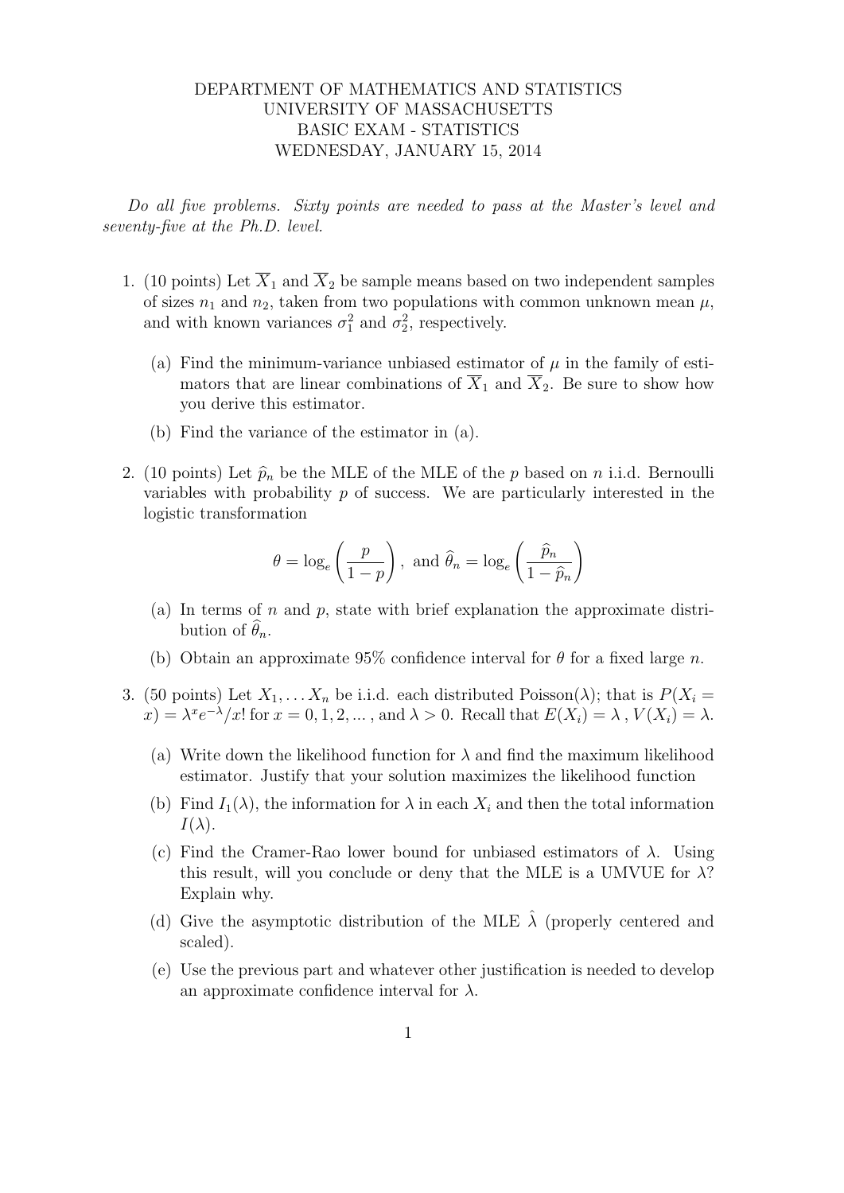DEPARTMENT OF MATHEMATICS AND STATISTICS
UNIVERSITY OF MASSACHUSETTS
BASIC EXAM - STATISTICS
WEDNESDAY, JANUARY 15, 2014

*Do all five problems. Sixty points are needed to pass at the Master's level and seventy-five at the Ph.D. level.*

1. (10 points) Let $\overline{X}_1$ and $\overline{X}_2$ be sample means based on two independent samples of sizes $n_1$ and $n_2$, taken from two populations with common unknown mean $\mu$, and with known variances $\sigma_1^2$ and $\sigma_2^2$, respectively.

   (a) Find the minimum-variance unbiased estimator of $\mu$ in the family of estimators that are linear combinations of $\overline{X}_1$ and $\overline{X}_2$. Be sure to show how you derive this estimator.

   (b) Find the variance of the estimator in (a).

2. (10 points) Let $\widehat{p}_n$ be the MLE of the MLE of the $p$ based on $n$ i.i.d. Bernoulli variables with probability $p$ of success. We are particularly interested in the logistic transformation

$$\theta = \log_e\left(\frac{p}{1-p}\right), \text{ and } \widehat{\theta}_n = \log_e\left(\frac{\widehat{p}_n}{1-\widehat{p}_n}\right)$$

   (a) In terms of $n$ and $p$, state with brief explanation the approximate distribution of $\widehat{\theta}_n$.

   (b) Obtain an approximate 95% confidence interval for $\theta$ for a fixed large $n$.

3. (50 points) Let $X_1, \ldots X_n$ be i.i.d. each distributed Poisson($\lambda$); that is $P(X_i = x) = \lambda^x e^{-\lambda}/x!$ for $x = 0, 1, 2, \ldots$ , and $\lambda > 0$. Recall that $E(X_i) = \lambda$ , $V(X_i) = \lambda$.

   (a) Write down the likelihood function for $\lambda$ and find the maximum likelihood estimator. Justify that your solution maximizes the likelihood function

   (b) Find $I_1(\lambda)$, the information for $\lambda$ in each $X_i$ and then the total information $I(\lambda)$.

   (c) Find the Cramer-Rao lower bound for unbiased estimators of $\lambda$. Using this result, will you conclude or deny that the MLE is a UMVUE for $\lambda$? Explain why.

   (d) Give the asymptotic distribution of the MLE $\hat{\lambda}$ (properly centered and scaled).

   (e) Use the previous part and whatever other justification is needed to develop an approximate confidence interval for $\lambda$.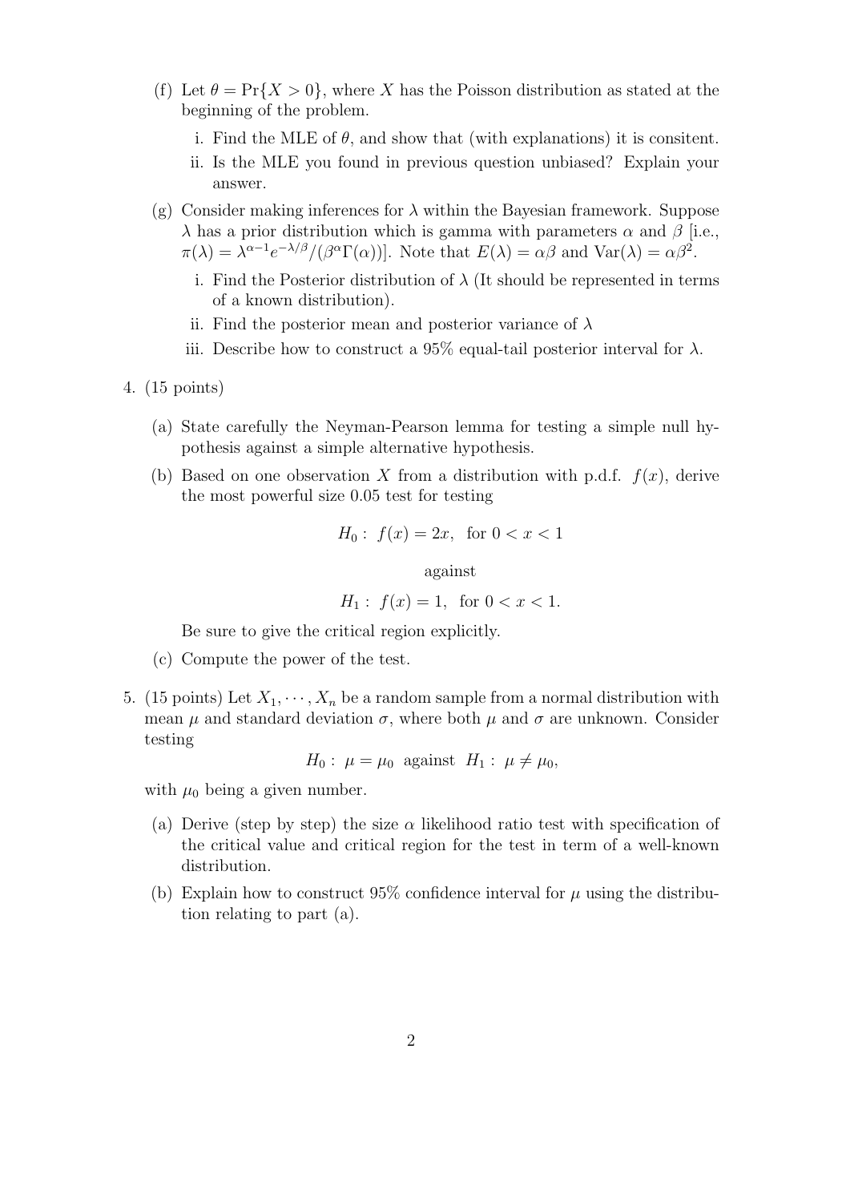(f) Let $\theta = \Pr\{X > 0\}$, where $X$ has the Poisson distribution as stated at the beginning of the problem.

   i. Find the MLE of $\theta$, and show that (with explanations) it is consitent.

   ii. Is the MLE you found in previous question unbiased? Explain your answer.

(g) Consider making inferences for $\lambda$ within the Bayesian framework. Suppose $\lambda$ has a prior distribution which is gamma with parameters $\alpha$ and $\beta$ [i.e., $\pi(\lambda) = \lambda^{\alpha-1}e^{-\lambda/\beta}/(\beta^{\alpha}\Gamma(\alpha))$]. Note that $E(\lambda) = \alpha\beta$ and $\text{Var}(\lambda) = \alpha\beta^2$.

   i. Find the Posterior distribution of $\lambda$ (It should be represented in terms of a known distribution).

   ii. Find the posterior mean and posterior variance of $\lambda$

   iii. Describe how to construct a 95% equal-tail posterior interval for $\lambda$.

4. (15 points)

   (a) State carefully the Neyman-Pearson lemma for testing a simple null hypothesis against a simple alternative hypothesis.

   (b) Based on one observation $X$ from a distribution with p.d.f. $f(x)$, derive the most powerful size 0.05 test for testing

$$H_0: \; f(x) = 2x, \;\; \text{for } 0 < x < 1$$

against

$$H_1: \; f(x) = 1, \;\; \text{for } 0 < x < 1.$$

   Be sure to give the critical region explicitly.

   (c) Compute the power of the test.

5. (15 points) Let $X_1, \cdots, X_n$ be a random sample from a normal distribution with mean $\mu$ and standard deviation $\sigma$, where both $\mu$ and $\sigma$ are unknown. Consider testing

$$H_0: \; \mu = \mu_0 \;\text{ against }\; H_1: \; \mu \neq \mu_0,$$

with $\mu_0$ being a given number.

   (a) Derive (step by step) the size $\alpha$ likelihood ratio test with specification of the critical value and critical region for the test in term of a well-known distribution.

   (b) Explain how to construct 95% confidence interval for $\mu$ using the distribution relating to part (a).